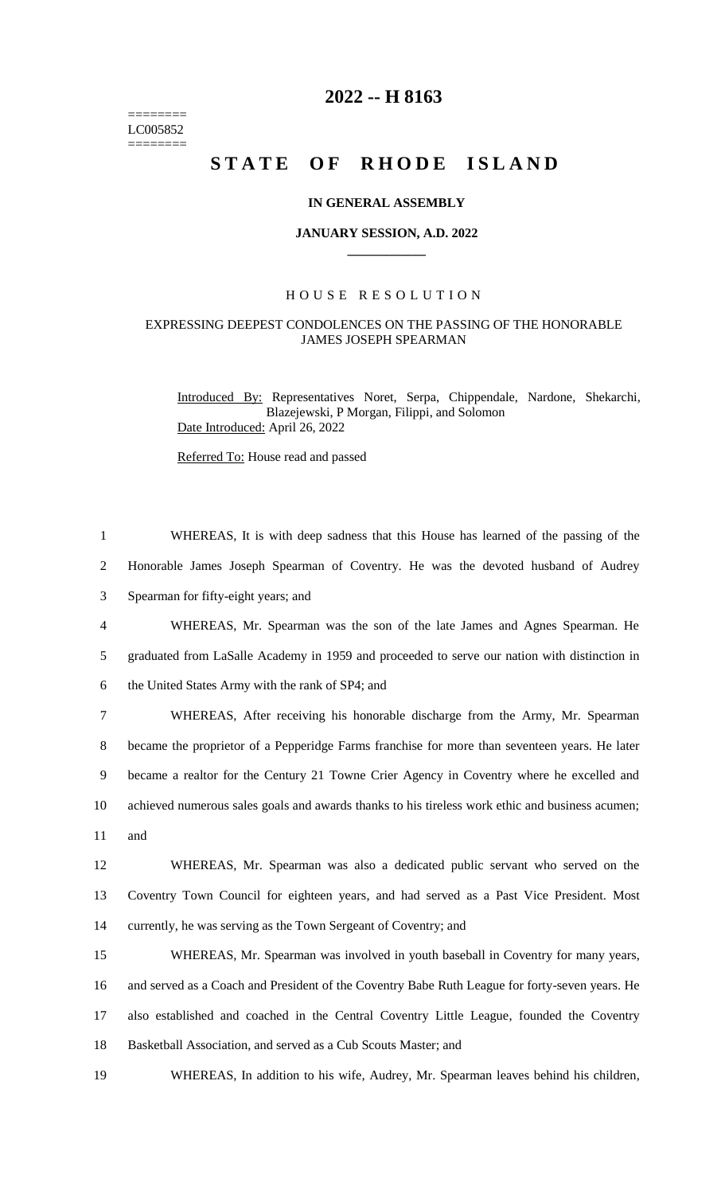========
LC005852
========

# 2022 -- H 8163

# STATE OF RHODE ISLAND

**IN GENERAL ASSEMBLY**

**JANUARY SESSION, A.D. 2022**

H O U S E   R E S O L U T I O N

EXPRESSING DEEPEST CONDOLENCES ON THE PASSING OF THE HONORABLE JAMES JOSEPH SPEARMAN

Introduced By: Representatives Noret, Serpa, Chippendale, Nardone, Shekarchi, Blazejewski, P Morgan, Filippi, and Solomon

Date Introduced: April 26, 2022

Referred To: House read and passed

1 WHEREAS, It is with deep sadness that this House has learned of the passing of the
2 Honorable James Joseph Spearman of Coventry. He was the devoted husband of Audrey
3 Spearman for fifty-eight years; and
4 WHEREAS, Mr. Spearman was the son of the late James and Agnes Spearman. He
5 graduated from LaSalle Academy in 1959 and proceeded to serve our nation with distinction in
6 the United States Army with the rank of SP4; and
7 WHEREAS, After receiving his honorable discharge from the Army, Mr. Spearman
8 became the proprietor of a Pepperidge Farms franchise for more than seventeen years. He later
9 became a realtor for the Century 21 Towne Crier Agency in Coventry where he excelled and
10 achieved numerous sales goals and awards thanks to his tireless work ethic and business acumen;
11 and
12 WHEREAS, Mr. Spearman was also a dedicated public servant who served on the
13 Coventry Town Council for eighteen years, and had served as a Past Vice President. Most
14 currently, he was serving as the Town Sergeant of Coventry; and
15 WHEREAS, Mr. Spearman was involved in youth baseball in Coventry for many years,
16 and served as a Coach and President of the Coventry Babe Ruth League for forty-seven years. He
17 also established and coached in the Central Coventry Little League, founded the Coventry
18 Basketball Association, and served as a Cub Scouts Master; and
19 WHEREAS, In addition to his wife, Audrey, Mr. Spearman leaves behind his children,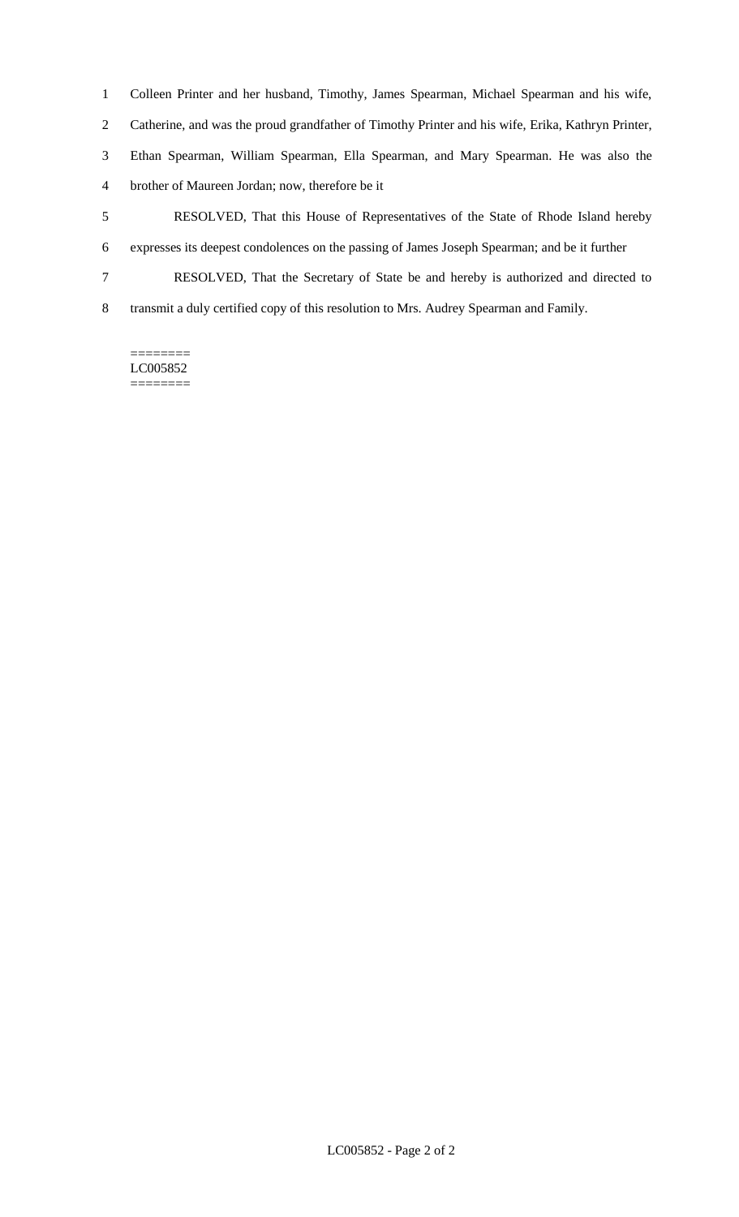Colleen Printer and her husband, Timothy, James Spearman, Michael Spearman and his wife, Catherine, and was the proud grandfather of Timothy Printer and his wife, Erika, Kathryn Printer, Ethan Spearman, William Spearman, Ella Spearman, and Mary Spearman. He was also the brother of Maureen Jordan; now, therefore be it

RESOLVED, That this House of Representatives of the State of Rhode Island hereby expresses its deepest condolences on the passing of James Joseph Spearman; and be it further

RESOLVED, That the Secretary of State be and hereby is authorized and directed to transmit a duly certified copy of this resolution to Mrs. Audrey Spearman and Family.

========
LC005852
========